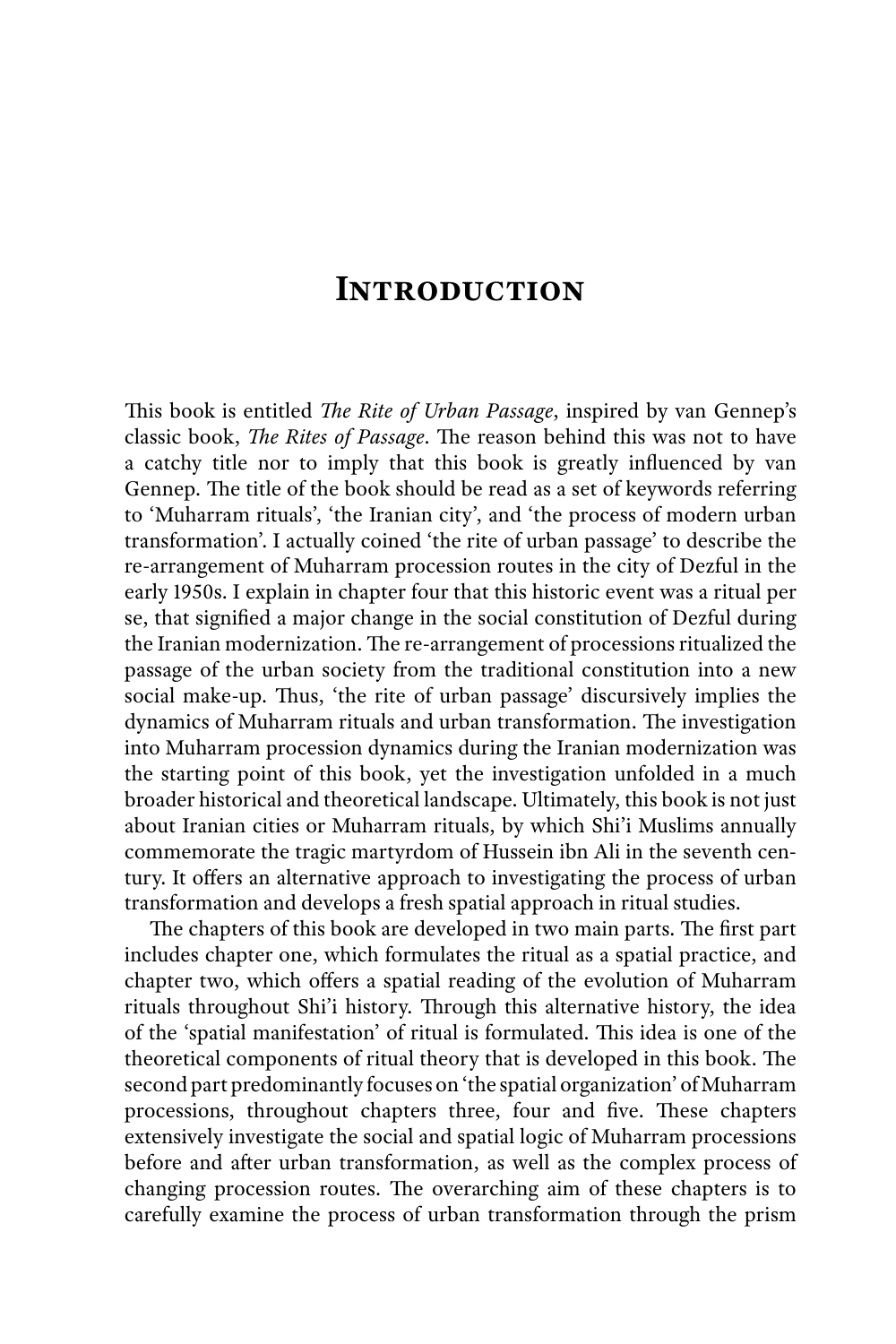# Introduction

This book is entitled *The Rite of Urban Passage*, inspired by van Gennep's classic book, *The Rites of Passage*. The reason behind this was not to have a catchy title nor to imply that this book is greatly influenced by van Gennep. The title of the book should be read as a set of keywords referring to 'Muharram rituals', 'the Iranian city', and 'the process of modern urban transformation'. I actually coined 'the rite of urban passage' to describe the re-arrangement of Muharram procession routes in the city of Dezful in the early 1950s. I explain in chapter four that this historic event was a ritual per se, that signified a major change in the social constitution of Dezful during the Iranian modernization. The re-arrangement of processions ritualized the passage of the urban society from the traditional constitution into a new social make-up. Thus, 'the rite of urban passage' discursively implies the dynamics of Muharram rituals and urban transformation. The investigation into Muharram procession dynamics during the Iranian modernization was the starting point of this book, yet the investigation unfolded in a much broader historical and theoretical landscape. Ultimately, this book is not just about Iranian cities or Muharram rituals, by which Shi'i Muslims annually commemorate the tragic martyrdom of Hussein ibn Ali in the seventh century. It offers an alternative approach to investigating the process of urban transformation and develops a fresh spatial approach in ritual studies.

The chapters of this book are developed in two main parts. The first part includes chapter one, which formulates the ritual as a spatial practice, and chapter two, which offers a spatial reading of the evolution of Muharram rituals throughout Shi'i history. Through this alternative history, the idea of the 'spatial manifestation' of ritual is formulated. This idea is one of the theoretical components of ritual theory that is developed in this book. The second part predominantly focuses on 'the spatial organization' of Muharram processions, throughout chapters three, four and five. These chapters extensively investigate the social and spatial logic of Muharram processions before and after urban transformation, as well as the complex process of changing procession routes. The overarching aim of these chapters is to carefully examine the process of urban transformation through the prism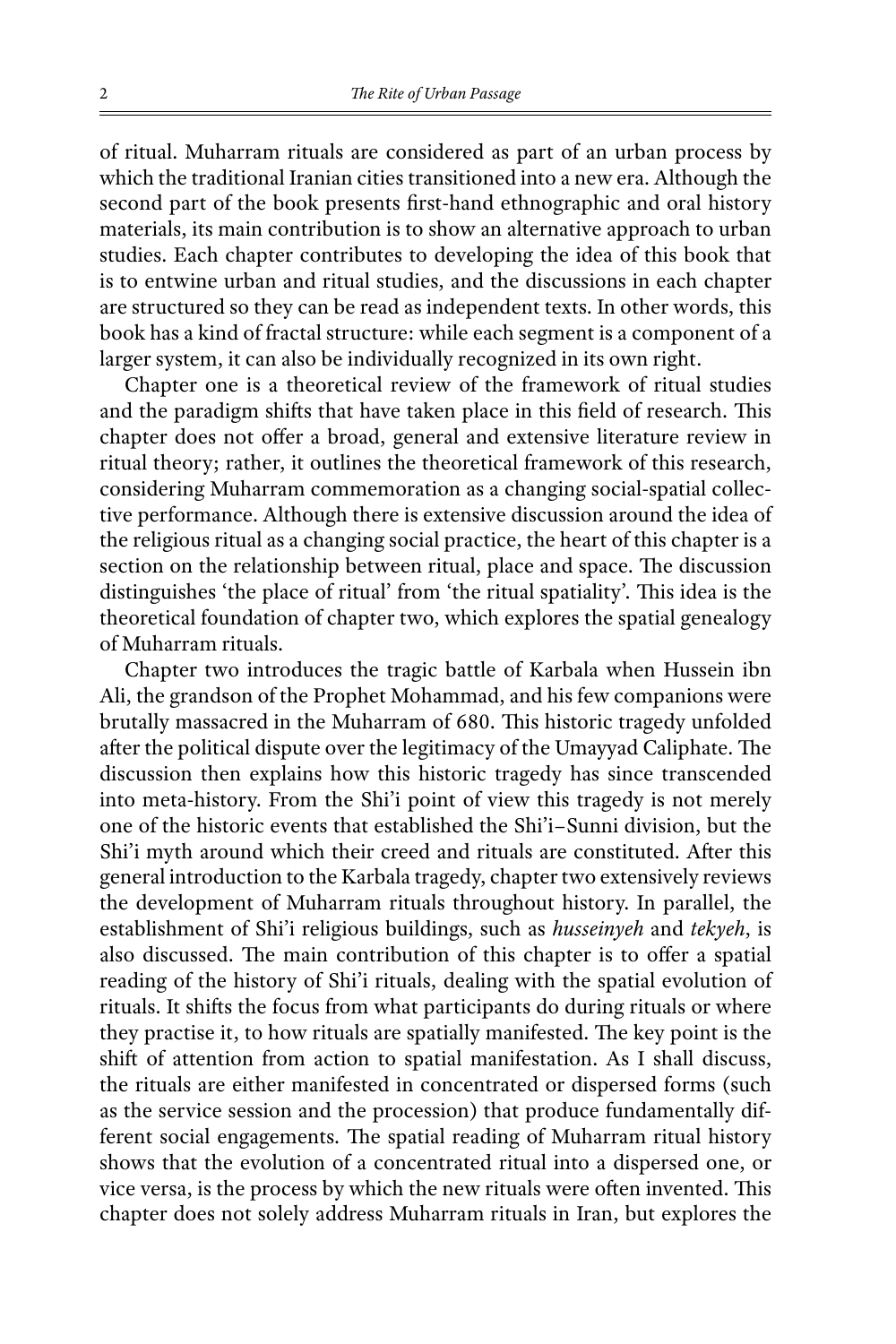of ritual. Muharram rituals are considered as part of an urban process by which the traditional Iranian cities transitioned into a new era. Although the second part of the book presents first-hand ethnographic and oral history materials, its main contribution is to show an alternative approach to urban studies. Each chapter contributes to developing the idea of this book that is to entwine urban and ritual studies, and the discussions in each chapter are structured so they can be read as independent texts. In other words, this book has a kind of fractal structure: while each segment is a component of a larger system, it can also be individually recognized in its own right.

Chapter one is a theoretical review of the framework of ritual studies and the paradigm shifts that have taken place in this field of research. This chapter does not offer a broad, general and extensive literature review in ritual theory; rather, it outlines the theoretical framework of this research, considering Muharram commemoration as a changing social-spatial collective performance. Although there is extensive discussion around the idea of the religious ritual as a changing social practice, the heart of this chapter is a section on the relationship between ritual, place and space. The discussion distinguishes 'the place of ritual' from 'the ritual spatiality'. This idea is the theoretical foundation of chapter two, which explores the spatial genealogy of Muharram rituals.

Chapter two introduces the tragic battle of Karbala when Hussein ibn Ali, the grandson of the Prophet Mohammad, and his few companions were brutally massacred in the Muharram of 680. This historic tragedy unfolded after the political dispute over the legitimacy of the Umayyad Caliphate. The discussion then explains how this historic tragedy has since transcended into meta-history. From the Shi'i point of view this tragedy is not merely one of the historic events that established the Shi'i–Sunni division, but the Shi'i myth around which their creed and rituals are constituted. After this general introduction to the Karbala tragedy, chapter two extensively reviews the development of Muharram rituals throughout history. In parallel, the establishment of Shi'i religious buildings, such as *husseinyeh* and *tekyeh*, is also discussed. The main contribution of this chapter is to offer a spatial reading of the history of Shi'i rituals, dealing with the spatial evolution of rituals. It shifts the focus from what participants do during rituals or where they practise it, to how rituals are spatially manifested. The key point is the shift of attention from action to spatial manifestation. As I shall discuss, the rituals are either manifested in concentrated or dispersed forms (such as the service session and the procession) that produce fundamentally different social engagements. The spatial reading of Muharram ritual history shows that the evolution of a concentrated ritual into a dispersed one, or vice versa, is the process by which the new rituals were often invented. This chapter does not solely address Muharram rituals in Iran, but explores the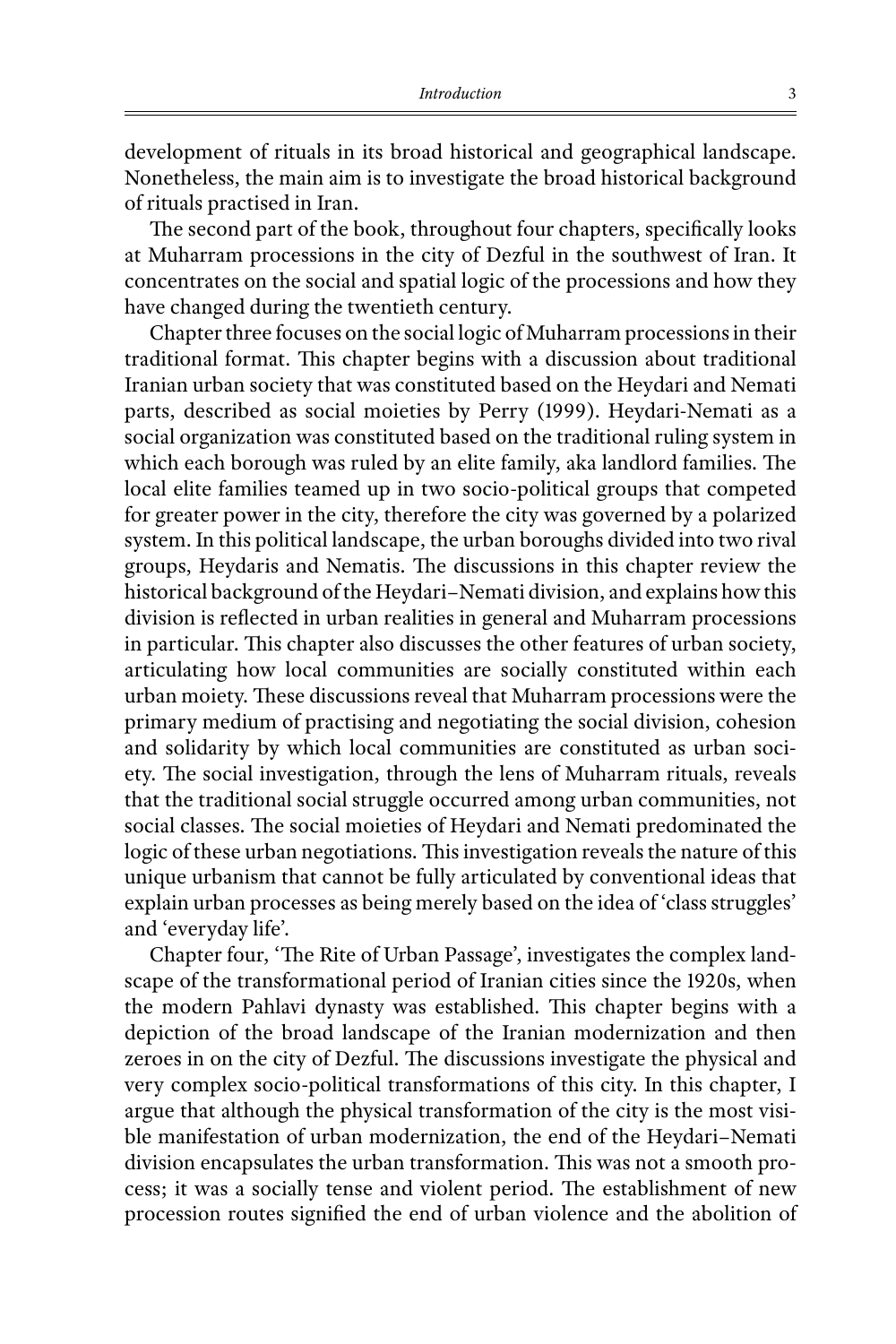development of rituals in its broad historical and geographical landscape. Nonetheless, the main aim is to investigate the broad historical background of rituals practised in Iran.

The second part of the book, throughout four chapters, specifically looks at Muharram processions in the city of Dezful in the southwest of Iran. It concentrates on the social and spatial logic of the processions and how they have changed during the twentieth century.

Chapter three focuses on the social logic of Muharram processions in their traditional format. This chapter begins with a discussion about traditional Iranian urban society that was constituted based on the Heydari and Nemati parts, described as social moieties by Perry (1999). Heydari-Nemati as a social organization was constituted based on the traditional ruling system in which each borough was ruled by an elite family, aka landlord families. The local elite families teamed up in two socio-political groups that competed for greater power in the city, therefore the city was governed by a polarized system. In this political landscape, the urban boroughs divided into two rival groups, Heydaris and Nematis. The discussions in this chapter review the historical background of the Heydari–Nemati division, and explains how this division is reflected in urban realities in general and Muharram processions in particular. This chapter also discusses the other features of urban society, articulating how local communities are socially constituted within each urban moiety. These discussions reveal that Muharram processions were the primary medium of practising and negotiating the social division, cohesion and solidarity by which local communities are constituted as urban society. The social investigation, through the lens of Muharram rituals, reveals that the traditional social struggle occurred among urban communities, not social classes. The social moieties of Heydari and Nemati predominated the logic of these urban negotiations. This investigation reveals the nature of this unique urbanism that cannot be fully articulated by conventional ideas that explain urban processes as being merely based on the idea of 'class struggles' and 'everyday life'.

Chapter four, 'The Rite of Urban Passage', investigates the complex landscape of the transformational period of Iranian cities since the 1920s, when the modern Pahlavi dynasty was established. This chapter begins with a depiction of the broad landscape of the Iranian modernization and then zeroes in on the city of Dezful. The discussions investigate the physical and very complex socio-political transformations of this city. In this chapter, I argue that although the physical transformation of the city is the most visible manifestation of urban modernization, the end of the Heydari–Nemati division encapsulates the urban transformation. This was not a smooth process; it was a socially tense and violent period. The establishment of new procession routes signified the end of urban violence and the abolition of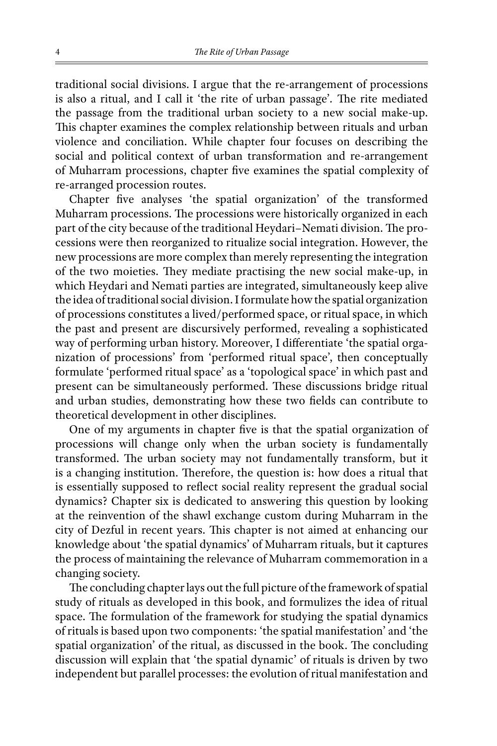traditional social divisions. I argue that the re-arrangement of processions is also a ritual, and I call it 'the rite of urban passage'. The rite mediated the passage from the traditional urban society to a new social make-up. This chapter examines the complex relationship between rituals and urban violence and conciliation. While chapter four focuses on describing the social and political context of urban transformation and re-arrangement of Muharram processions, chapter five examines the spatial complexity of re-arranged procession routes.

Chapter five analyses 'the spatial organization' of the transformed Muharram processions. The processions were historically organized in each part of the city because of the traditional Heydari–Nemati division. The processions were then reorganized to ritualize social integration. However, the new processions are more complex than merely representing the integration of the two moieties. They mediate practising the new social make-up, in which Heydari and Nemati parties are integrated, simultaneously keep alive the idea of traditional social division. I formulate how the spatial organization of processions constitutes a lived/performed space, or ritual space, in which the past and present are discursively performed, revealing a sophisticated way of performing urban history. Moreover, I differentiate 'the spatial organization of processions' from 'performed ritual space', then conceptually formulate 'performed ritual space' as a 'topological space' in which past and present can be simultaneously performed. These discussions bridge ritual and urban studies, demonstrating how these two fields can contribute to theoretical development in other disciplines.

One of my arguments in chapter five is that the spatial organization of processions will change only when the urban society is fundamentally transformed. The urban society may not fundamentally transform, but it is a changing institution. Therefore, the question is: how does a ritual that is essentially supposed to reflect social reality represent the gradual social dynamics? Chapter six is dedicated to answering this question by looking at the reinvention of the shawl exchange custom during Muharram in the city of Dezful in recent years. This chapter is not aimed at enhancing our knowledge about 'the spatial dynamics' of Muharram rituals, but it captures the process of maintaining the relevance of Muharram commemoration in a changing society.

The concluding chapter lays out the full picture of the framework of spatial study of rituals as developed in this book, and formulizes the idea of ritual space. The formulation of the framework for studying the spatial dynamics of rituals is based upon two components: 'the spatial manifestation' and 'the spatial organization' of the ritual, as discussed in the book. The concluding discussion will explain that 'the spatial dynamic' of rituals is driven by two independent but parallel processes: the evolution of ritual manifestation and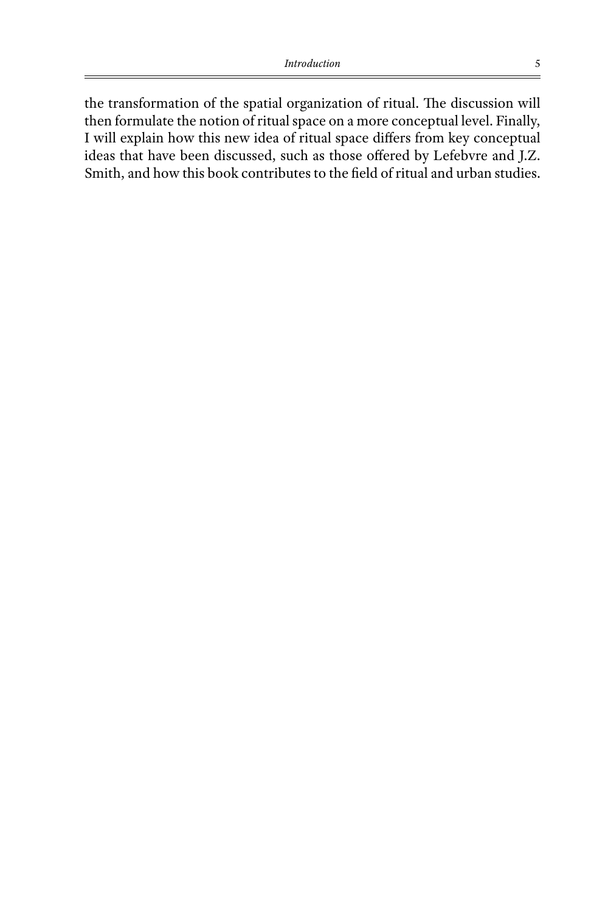the transformation of the spatial organization of ritual. The discussion will then formulate the notion of ritual space on a more conceptual level. Finally, I will explain how this new idea of ritual space differs from key conceptual ideas that have been discussed, such as those offered by Lefebvre and J.Z. Smith, and how this book contributes to the field of ritual and urban studies.